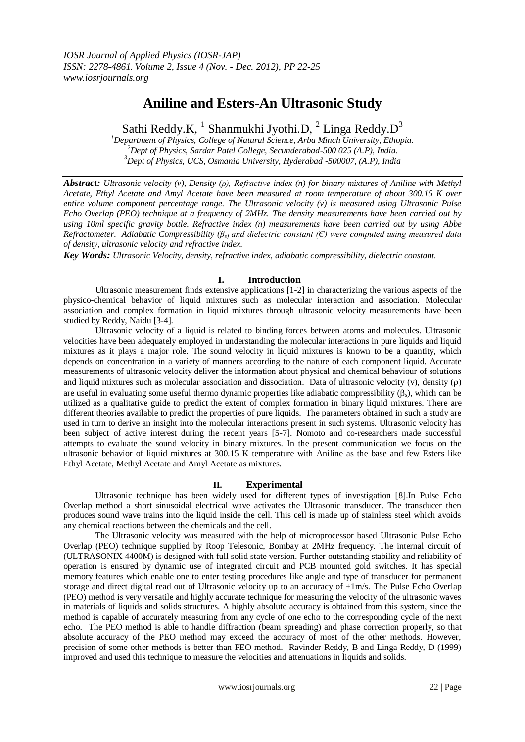# Aniline and Esters-An Ultrasonic Study

Sathi Reddy.K, [1] Shanmukhi Jyothi.D, [2] Linga Reddy.D[3]

[1]Department of Physics, College of Natural Science, Arba Minch University, Ethopia.
[2]Dept of Physics, Sardar Patel College, Secunderabad-500 025 (A.P), India.
[3]Dept of Physics, UCS, Osmania University, Hyderabad -500007, (A.P), India

***Abstract:*** *Ultrasonic velocity (v), Density (ρ), Refractive index (n) for binary mixtures of Aniline with Methyl Acetate, Ethyl Acetate and Amyl Acetate have been measured at room temperature of about 300.15 K over entire volume component percentage range. The Ultrasonic velocity (v) is measured using Ultrasonic Pulse Echo Overlap (PEO) technique at a frequency of 2MHz. The density measurements have been carried out by using 10ml specific gravity bottle. Refractive index (n) measurements have been carried out by using Abbe Refractometer. Adiabatic Compressibility ($\beta_s$) and dielectric constant (Є) were computed using measured data of density, ultrasonic velocity and refractive index.*

***Key Words:*** *Ultrasonic Velocity, density, refractive index, adiabatic compressibility, dielectric constant.*

## I. Introduction

Ultrasonic measurement finds extensive applications [1-2] in characterizing the various aspects of the physico-chemical behavior of liquid mixtures such as molecular interaction and association. Molecular association and complex formation in liquid mixtures through ultrasonic velocity measurements have been studied by Reddy, Naidu [3-4].

Ultrasonic velocity of a liquid is related to binding forces between atoms and molecules. Ultrasonic velocities have been adequately employed in understanding the molecular interactions in pure liquids and liquid mixtures as it plays a major role. The sound velocity in liquid mixtures is known to be a quantity, which depends on concentration in a variety of manners according to the nature of each component liquid. Accurate measurements of ultrasonic velocity deliver the information about physical and chemical behaviour of solutions and liquid mixtures such as molecular association and dissociation. Data of ultrasonic velocity (v), density (ρ) are useful in evaluating some useful thermo dynamic properties like adiabatic compressibility ($\beta_s$), which can be utilized as a qualitative guide to predict the extent of complex formation in binary liquid mixtures. There are different theories available to predict the properties of pure liquids. The parameters obtained in such a study are used in turn to derive an insight into the molecular interactions present in such systems. Ultrasonic velocity has been subject of active interest during the recent years [5-7]. Nomoto and co-researchers made successful attempts to evaluate the sound velocity in binary mixtures. In the present communication we focus on the ultrasonic behavior of liquid mixtures at 300.15 K temperature with Aniline as the base and few Esters like Ethyl Acetate, Methyl Acetate and Amyl Acetate as mixtures.

## II. Experimental

Ultrasonic technique has been widely used for different types of investigation [8].In Pulse Echo Overlap method a short sinusoidal electrical wave activates the Ultrasonic transducer. The transducer then produces sound wave trains into the liquid inside the cell. This cell is made up of stainless steel which avoids any chemical reactions between the chemicals and the cell.

The Ultrasonic velocity was measured with the help of microprocessor based Ultrasonic Pulse Echo Overlap (PEO) technique supplied by Roop Telesonic, Bombay at 2MHz frequency. The internal circuit of (ULTRASONIX 4400M) is designed with full solid state version. Further outstanding stability and reliability of operation is ensured by dynamic use of integrated circuit and PCB mounted gold switches. It has special memory features which enable one to enter testing procedures like angle and type of transducer for permanent storage and direct digital read out of Ultrasonic velocity up to an accuracy of ±1m/s. The Pulse Echo Overlap (PEO) method is very versatile and highly accurate technique for measuring the velocity of the ultrasonic waves in materials of liquids and solids structures. A highly absolute accuracy is obtained from this system, since the method is capable of accurately measuring from any cycle of one echo to the corresponding cycle of the next echo. The PEO method is able to handle diffraction (beam spreading) and phase correction properly, so that absolute accuracy of the PEO method may exceed the accuracy of most of the other methods. However, precision of some other methods is better than PEO method. Ravinder Reddy, B and Linga Reddy, D (1999) improved and used this technique to measure the velocities and attenuations in liquids and solids.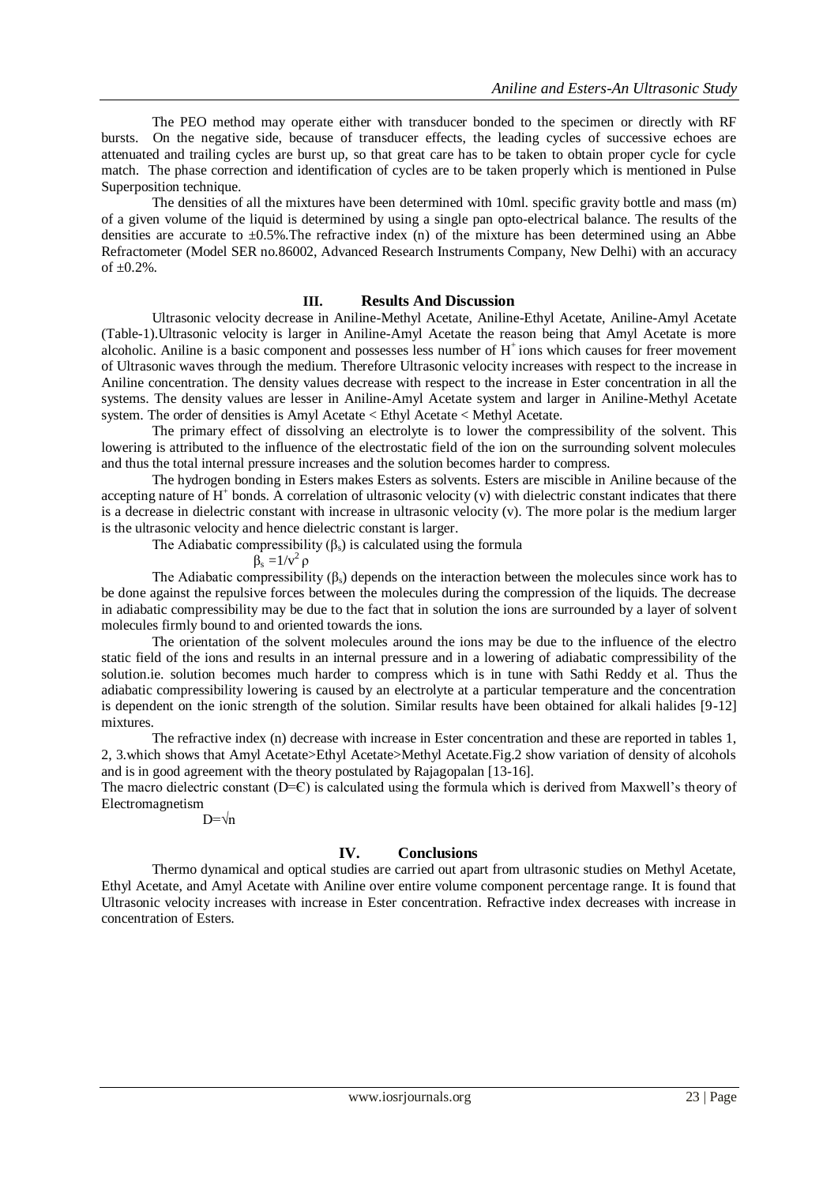The PEO method may operate either with transducer bonded to the specimen or directly with RF bursts. On the negative side, because of transducer effects, the leading cycles of successive echoes are attenuated and trailing cycles are burst up, so that great care has to be taken to obtain proper cycle for cycle match. The phase correction and identification of cycles are to be taken properly which is mentioned in Pulse Superposition technique.

The densities of all the mixtures have been determined with 10ml. specific gravity bottle and mass (m) of a given volume of the liquid is determined by using a single pan opto-electrical balance. The results of the densities are accurate to ±0.5%.The refractive index (n) of the mixture has been determined using an Abbe Refractometer (Model SER no.86002, Advanced Research Instruments Company, New Delhi) with an accuracy of ±0.2%.

## III. Results And Discussion

Ultrasonic velocity decrease in Aniline-Methyl Acetate, Aniline-Ethyl Acetate, Aniline-Amyl Acetate (Table-1).Ultrasonic velocity is larger in Aniline-Amyl Acetate the reason being that Amyl Acetate is more alcoholic. Aniline is a basic component and possesses less number of $H^+$ ions which causes for freer movement of Ultrasonic waves through the medium. Therefore Ultrasonic velocity increases with respect to the increase in Aniline concentration. The density values decrease with respect to the increase in Ester concentration in all the systems. The density values are lesser in Aniline-Amyl Acetate system and larger in Aniline-Methyl Acetate system. The order of densities is Amyl Acetate < Ethyl Acetate < Methyl Acetate.

The primary effect of dissolving an electrolyte is to lower the compressibility of the solvent. This lowering is attributed to the influence of the electrostatic field of the ion on the surrounding solvent molecules and thus the total internal pressure increases and the solution becomes harder to compress.

The hydrogen bonding in Esters makes Esters as solvents. Esters are miscible in Aniline because of the accepting nature of $H^+$ bonds. A correlation of ultrasonic velocity (v) with dielectric constant indicates that there is a decrease in dielectric constant with increase in ultrasonic velocity (v). The more polar is the medium larger is the ultrasonic velocity and hence dielectric constant is larger.

The Adiabatic compressibility ($\beta_s$) is calculated using the formula

$$\beta_s = 1/v^2 \rho$$

The Adiabatic compressibility ($\beta_s$) depends on the interaction between the molecules since work has to be done against the repulsive forces between the molecules during the compression of the liquids. The decrease in adiabatic compressibility may be due to the fact that in solution the ions are surrounded by a layer of solvent molecules firmly bound to and oriented towards the ions.

The orientation of the solvent molecules around the ions may be due to the influence of the electro static field of the ions and results in an internal pressure and in a lowering of adiabatic compressibility of the solution.ie. solution becomes much harder to compress which is in tune with Sathi Reddy et al. Thus the adiabatic compressibility lowering is caused by an electrolyte at a particular temperature and the concentration is dependent on the ionic strength of the solution. Similar results have been obtained for alkali halides [9-12] mixtures.

The refractive index (n) decrease with increase in Ester concentration and these are reported in tables 1, 2, 3.which shows that Amyl Acetate>Ethyl Acetate>Methyl Acetate.Fig.2 show variation of density of alcohols and is in good agreement with the theory postulated by Rajagopalan [13-16].

The macro dielectric constant (D=Є) is calculated using the formula which is derived from Maxwell's theory of Electromagnetism

$$D = \sqrt{n}$$

## IV. Conclusions

Thermo dynamical and optical studies are carried out apart from ultrasonic studies on Methyl Acetate, Ethyl Acetate, and Amyl Acetate with Aniline over entire volume component percentage range. It is found that Ultrasonic velocity increases with increase in Ester concentration. Refractive index decreases with increase in concentration of Esters.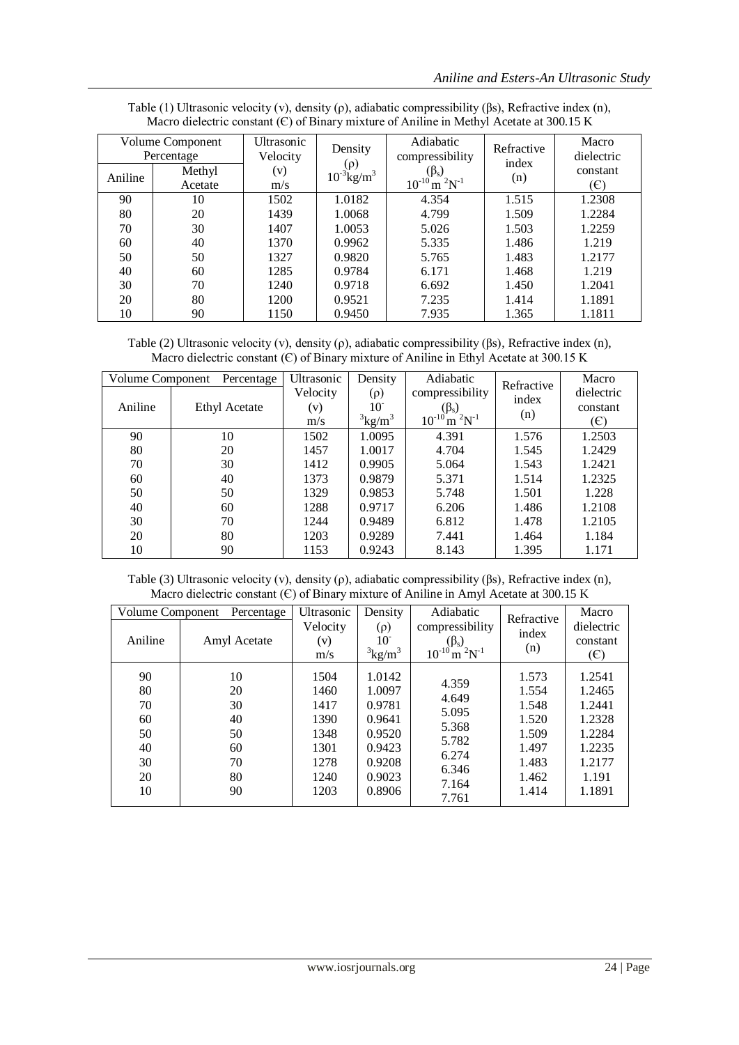Table (1) Ultrasonic velocity (v), density (ρ), adiabatic compressibility (βs), Refractive index (n), Macro dielectric constant (€) of Binary mixture of Aniline in Methyl Acetate at 300.15 K

| Volume Component Percentage | | Ultrasonic Velocity (v) m/s | Density (ρ) $10^{-3}$kg/m$^3$ | Adiabatic compressibility ($\beta_s$) $10^{-10}$ m $^2$N$^{-1}$ | Refractive index (n) | Macro dielectric constant (€) |
|---|---|---|---|---|---|---|
| Aniline | Methyl Acetate | | | | | |
| 90 | 10 | 1502 | 1.0182 | 4.354 | 1.515 | 1.2308 |
| 80 | 20 | 1439 | 1.0068 | 4.799 | 1.509 | 1.2284 |
| 70 | 30 | 1407 | 1.0053 | 5.026 | 1.503 | 1.2259 |
| 60 | 40 | 1370 | 0.9962 | 5.335 | 1.486 | 1.219 |
| 50 | 50 | 1327 | 0.9820 | 5.765 | 1.483 | 1.2177 |
| 40 | 60 | 1285 | 0.9784 | 6.171 | 1.468 | 1.219 |
| 30 | 70 | 1240 | 0.9718 | 6.692 | 1.450 | 1.2041 |
| 20 | 80 | 1200 | 0.9521 | 7.235 | 1.414 | 1.1891 |
| 10 | 90 | 1150 | 0.9450 | 7.935 | 1.365 | 1.1811 |

Table (2) Ultrasonic velocity (v), density (ρ), adiabatic compressibility (βs), Refractive index (n), Macro dielectric constant (€) of Binary mixture of Aniline in Ethyl Acetate at 300.15 K

| Volume Component Percentage | | Ultrasonic Velocity (v) m/s | Density (ρ) $10^{-3}$kg/m$^3$ | Adiabatic compressibility ($\beta_s$) $10^{-10}$ m $^2$N$^{-1}$ | Refractive index (n) | Macro dielectric constant (€) |
|---|---|---|---|---|---|---|
| Aniline | Ethyl Acetate | | | | | |
| 90 | 10 | 1502 | 1.0095 | 4.391 | 1.576 | 1.2503 |
| 80 | 20 | 1457 | 1.0017 | 4.704 | 1.545 | 1.2429 |
| 70 | 30 | 1412 | 0.9905 | 5.064 | 1.543 | 1.2421 |
| 60 | 40 | 1373 | 0.9879 | 5.371 | 1.514 | 1.2325 |
| 50 | 50 | 1329 | 0.9853 | 5.748 | 1.501 | 1.228 |
| 40 | 60 | 1288 | 0.9717 | 6.206 | 1.486 | 1.2108 |
| 30 | 70 | 1244 | 0.9489 | 6.812 | 1.478 | 1.2105 |
| 20 | 80 | 1203 | 0.9289 | 7.441 | 1.464 | 1.184 |
| 10 | 90 | 1153 | 0.9243 | 8.143 | 1.395 | 1.171 |

Table (3) Ultrasonic velocity (v), density (ρ), adiabatic compressibility (βs), Refractive index (n), Macro dielectric constant (€) of Binary mixture of Aniline in Amyl Acetate at 300.15 K

| Volume Component Percentage | | Ultrasonic Velocity (v) m/s | Density (ρ) $10^{-3}$kg/m$^3$ | Adiabatic compressibility ($\beta_s$) $10^{-10}$ m $^2$N$^{-1}$ | Refractive index (n) | Macro dielectric constant (€) |
|---|---|---|---|---|---|---|
| Aniline | Amyl Acetate | | | | | |
| 90 | 10 | 1504 | 1.0142 | 4.359 | 1.573 | 1.2541 |
| 80 | 20 | 1460 | 1.0097 | 4.649 | 1.554 | 1.2465 |
| 70 | 30 | 1417 | 0.9781 | 5.095 | 1.548 | 1.2441 |
| 60 | 40 | 1390 | 0.9641 | 5.368 | 1.520 | 1.2328 |
| 50 | 50 | 1348 | 0.9520 | 5.782 | 1.509 | 1.2284 |
| 40 | 60 | 1301 | 0.9423 | 6.274 | 1.497 | 1.2235 |
| 30 | 70 | 1278 | 0.9208 | 6.346 | 1.483 | 1.2177 |
| 20 | 80 | 1240 | 0.9023 | 7.164 | 1.462 | 1.191 |
| 10 | 90 | 1203 | 0.8906 | 7.761 | 1.414 | 1.1891 |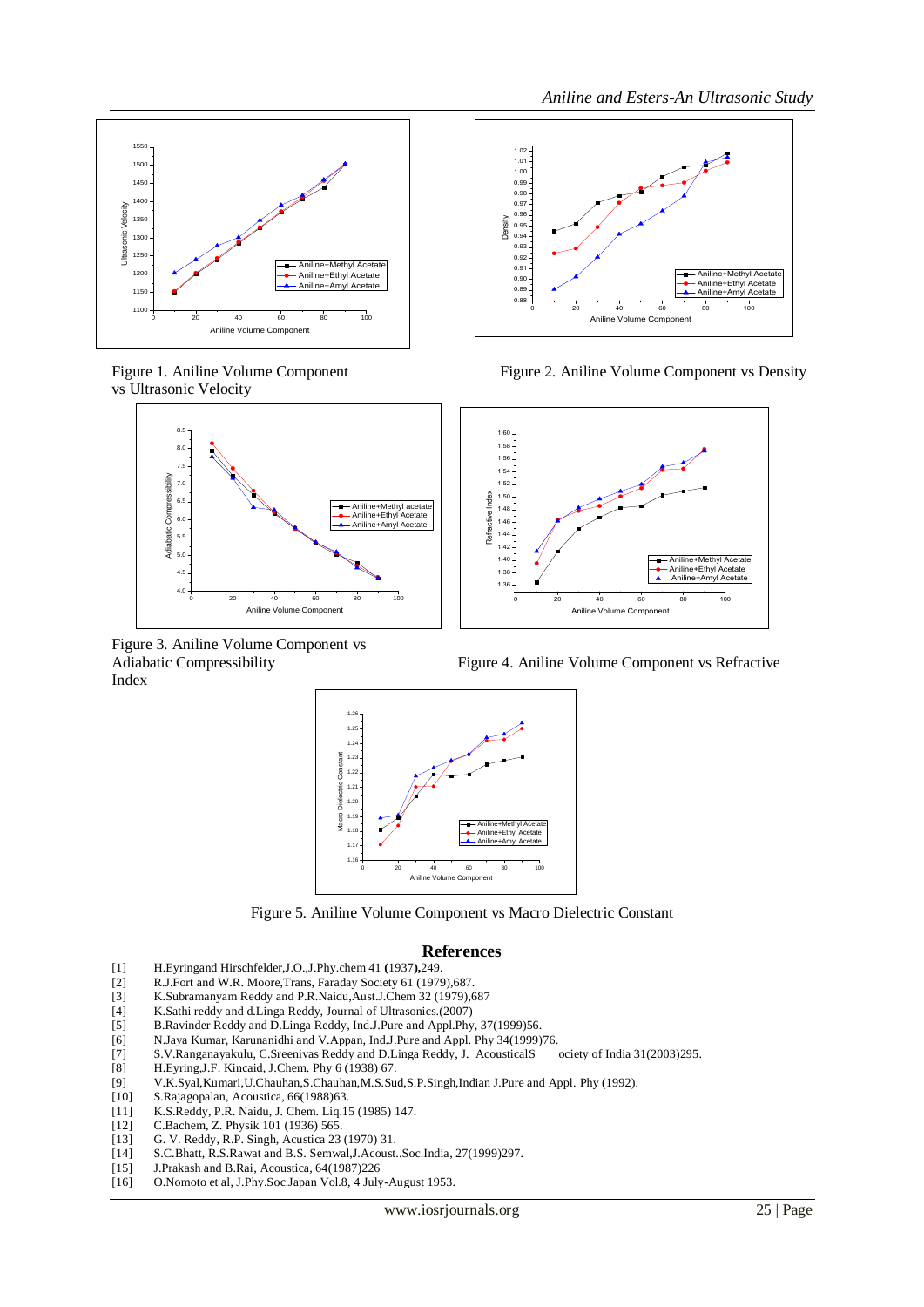1550
1500
1450
1400
1350
1300
1250
1200
1150
1100

Ultrasonic Velocity

0 20 40 60 80 100

Aniline Volume Component

Aniline+Methyl Acetate
Aniline+Ethyl Acetate
Aniline+Amyl Acetate

Figure 1. Aniline Volume Component vs Ultrasonic Velocity

1.02
1.01
1.00
0.99
0.98
0.97
0.96
0.95
0.94
0.93
0.92
0.91
0.90
0.89
0.88

Density

0 20 40 60 80 100

Aniline Volume Component

Aniline+Methyl Acetate
Aniline+Ethyl Acetate
Aniline+Amyl Acetate

Figure 2. Aniline Volume Component vs Density

8.5
8.0
7.5
7.0
6.5
6.0
5.5
5.0
4.5
4.0

Adiabatic Compressibility

0 20 40 60 80 100

Aniline Volume Component

Aniline+Methyl acetate
Aniline+Ethyl Acetate
Aniline+Amyl Acetate

Figure 3. Aniline Volume Component vs Adiabatic Compressibility

1.60
1.58
1.56
1.54
1.52
1.50
1.48
1.46
1.44
1.42
1.40
1.38
1.36

Refractive Index

0 20 40 60 80 100

Aniline Volume Component

Aniline+Methyl Acetate
Aniline+Ethyl Acetate
Aniline+Amyl Acetate

Figure 4. Aniline Volume Component vs Refractive Index

1.26
1.25
1.24
1.23
1.22
1.21
1.20
1.19
1.18
1.17
1.16

Macro Dielectric Constant

0 20 40 60 80 100

Aniline Volume Component

Aniline+Methyl Acetate
Aniline+Ethyl Acetate
Aniline+Amyl Acetate

Figure 5. Aniline Volume Component vs Macro Dielectric Constant

## References

[1] H.Eyringand Hirschfelder,J.O.,J.Phy.chem 41 (1937),249.
[2] R.J.Fort and W.R. Moore,Trans, Faraday Society 61 (1979),687.
[3] K.Subramanyam Reddy and P.R.Naidu,Aust.J.Chem 32 (1979),687
[4] K.Sathi reddy and d.Linga Reddy, Journal of Ultrasonics.(2007)
[5] B.Ravinder Reddy and D.Linga Reddy, Ind.J.Pure and Appl.Phy, 37(1999)56.
[6] N.Jaya Kumar, Karunanidhi and V.Appan, Ind.J.Pure and Appl. Phy 34(1999)76.
[7] S.V.Ranganayakulu, C.Sreenivas Reddy and D.Linga Reddy, J. AcousticalS ociety of India 31(2003)295.
[8] H.Eyring,J.F. Kincaid, J.Chem. Phy 6 (1938) 67.
[9] V.K.Syal,Kumari,U.Chauhan,S.Chauhan,M.S.Sud,S.P.Singh,Indian J.Pure and Appl. Phy (1992).
[10] S.Rajagopalan, Acoustica, 66(1988)63.
[11] K.S.Reddy, P.R. Naidu, J. Chem. Liq.15 (1985) 147.
[12] C.Bachem, Z. Physik 101 (1936) 565.
[13] G. V. Reddy, R.P. Singh, Acustica 23 (1970) 31.
[14] S.C.Bhatt, R.S.Rawat and B.S. Semwal,J.Acoust..Soc.India, 27(1999)297.
[15] J.Prakash and B.Rai, Acoustica, 64(1987)226
[16] O.Nomoto et al, J.Phy.Soc.Japan Vol.8, 4 July-August 1953.